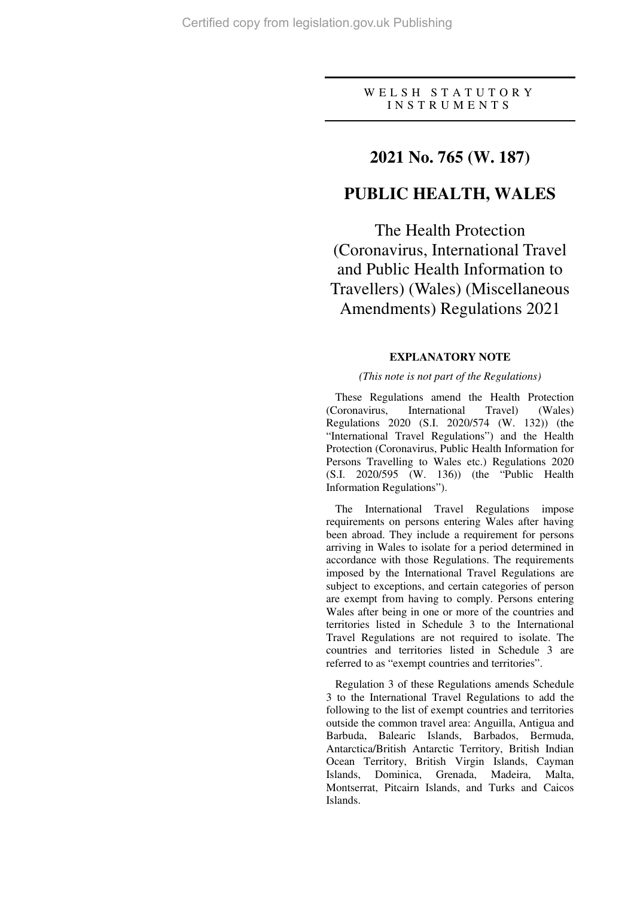WELSH STATUTORY INSTRUMENTS

# 2021 No. 765 (W. 187)

# PUBLIC HEALTH, WALES

## The Health Protection (Coronavirus, International Travel and Public Health Information to Travellers) (Wales) (Miscellaneous Amendments) Regulations 2021

### EXPLANATORY NOTE

*(This note is not part of the Regulations)*

These Regulations amend the Health Protection (Coronavirus, International Travel) (Wales) Regulations 2020 (S.I. 2020/574 (W. 132)) (the "International Travel Regulations") and the Health Protection (Coronavirus, Public Health Information for Persons Travelling to Wales etc.) Regulations 2020 (S.I. 2020/595 (W. 136)) (the "Public Health Information Regulations").

The International Travel Regulations impose requirements on persons entering Wales after having been abroad. They include a requirement for persons arriving in Wales to isolate for a period determined in accordance with those Regulations. The requirements imposed by the International Travel Regulations are subject to exceptions, and certain categories of person are exempt from having to comply. Persons entering Wales after being in one or more of the countries and territories listed in Schedule 3 to the International Travel Regulations are not required to isolate. The countries and territories listed in Schedule 3 are referred to as "exempt countries and territories".

Regulation 3 of these Regulations amends Schedule 3 to the International Travel Regulations to add the following to the list of exempt countries and territories outside the common travel area: Anguilla, Antigua and Barbuda, Balearic Islands, Barbados, Bermuda, Antarctica/British Antarctic Territory, British Indian Ocean Territory, British Virgin Islands, Cayman Islands, Dominica, Grenada, Madeira, Malta, Montserrat, Pitcairn Islands, and Turks and Caicos Islands.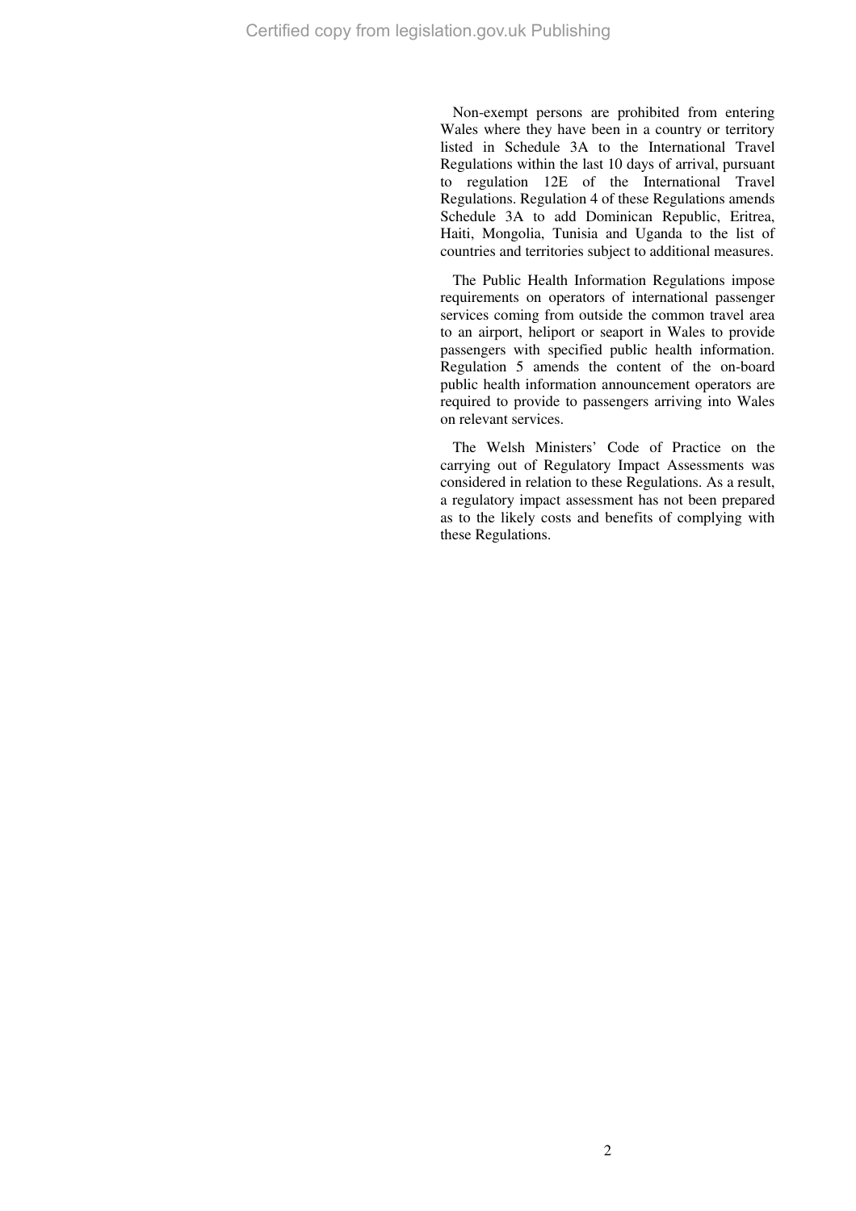Non-exempt persons are prohibited from entering Wales where they have been in a country or territory listed in Schedule 3A to the International Travel Regulations within the last 10 days of arrival, pursuant to regulation 12E of the International Travel Regulations. Regulation 4 of these Regulations amends Schedule 3A to add Dominican Republic, Eritrea, Haiti, Mongolia, Tunisia and Uganda to the list of countries and territories subject to additional measures.

The Public Health Information Regulations impose requirements on operators of international passenger services coming from outside the common travel area to an airport, heliport or seaport in Wales to provide passengers with specified public health information. Regulation 5 amends the content of the on-board public health information announcement operators are required to provide to passengers arriving into Wales on relevant services.

The Welsh Ministers' Code of Practice on the carrying out of Regulatory Impact Assessments was considered in relation to these Regulations. As a result, a regulatory impact assessment has not been prepared as to the likely costs and benefits of complying with these Regulations.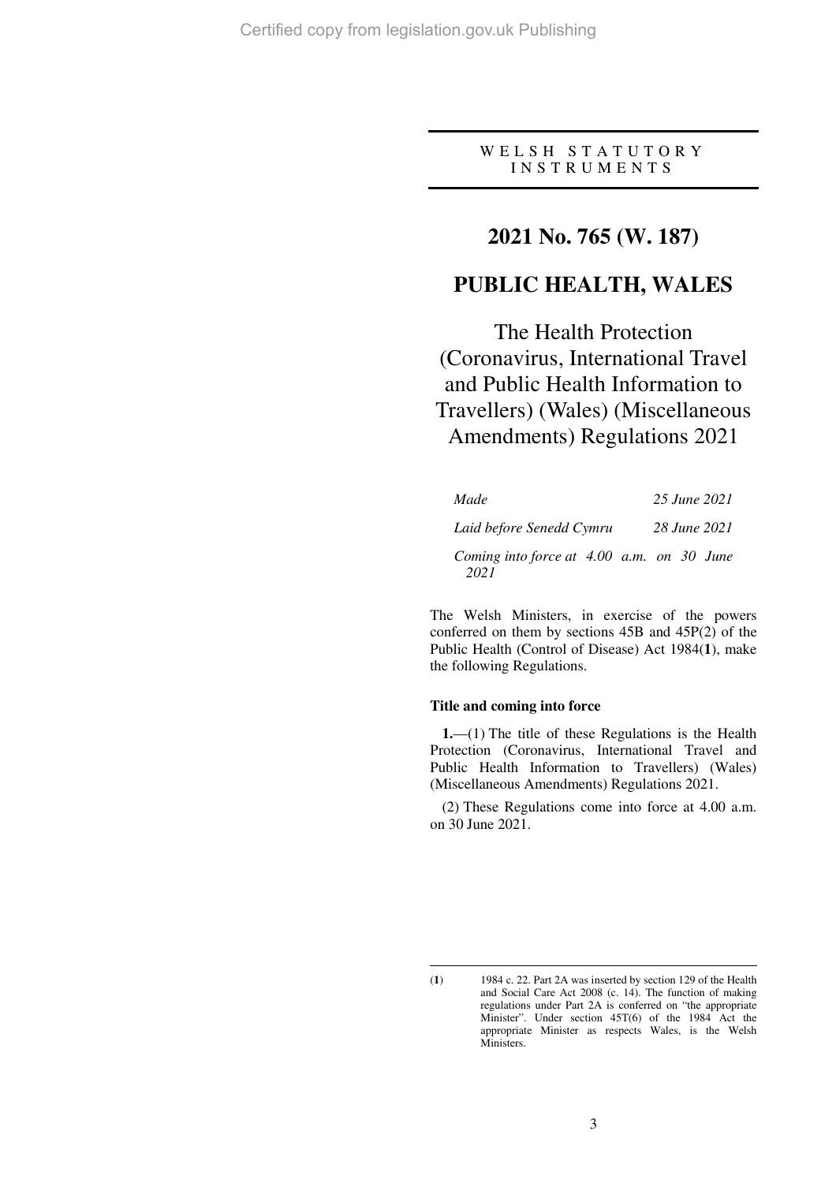W E L S H  S T A T U T O R Y  I N S T R U M E N T S

# 2021 No. 765 (W. 187)

# PUBLIC HEALTH, WALES

## The Health Protection (Coronavirus, International Travel and Public Health Information to Travellers) (Wales) (Miscellaneous Amendments) Regulations 2021

| | |
|---|---|
| *Made* | *25 June 2021* |
| *Laid before Senedd Cymru* | *28 June 2021* |
| *Coming into force at 4.00 a.m. on 30 June 2021* | |

The Welsh Ministers, in exercise of the powers conferred on them by sections 45B and 45P(2) of the Public Health (Control of Disease) Act 1984(**1**), make the following Regulations.

### Title and coming into force

**1.**—(1) The title of these Regulations is the Health Protection (Coronavirus, International Travel and Public Health Information to Travellers) (Wales) (Miscellaneous Amendments) Regulations 2021.

(2) These Regulations come into force at 4.00 a.m. on 30 June 2021.

---

(**1**) 1984 c. 22. Part 2A was inserted by section 129 of the Health and Social Care Act 2008 (c. 14). The function of making regulations under Part 2A is conferred on "the appropriate Minister". Under section 45T(6) of the 1984 Act the appropriate Minister as respects Wales, is the Welsh Ministers.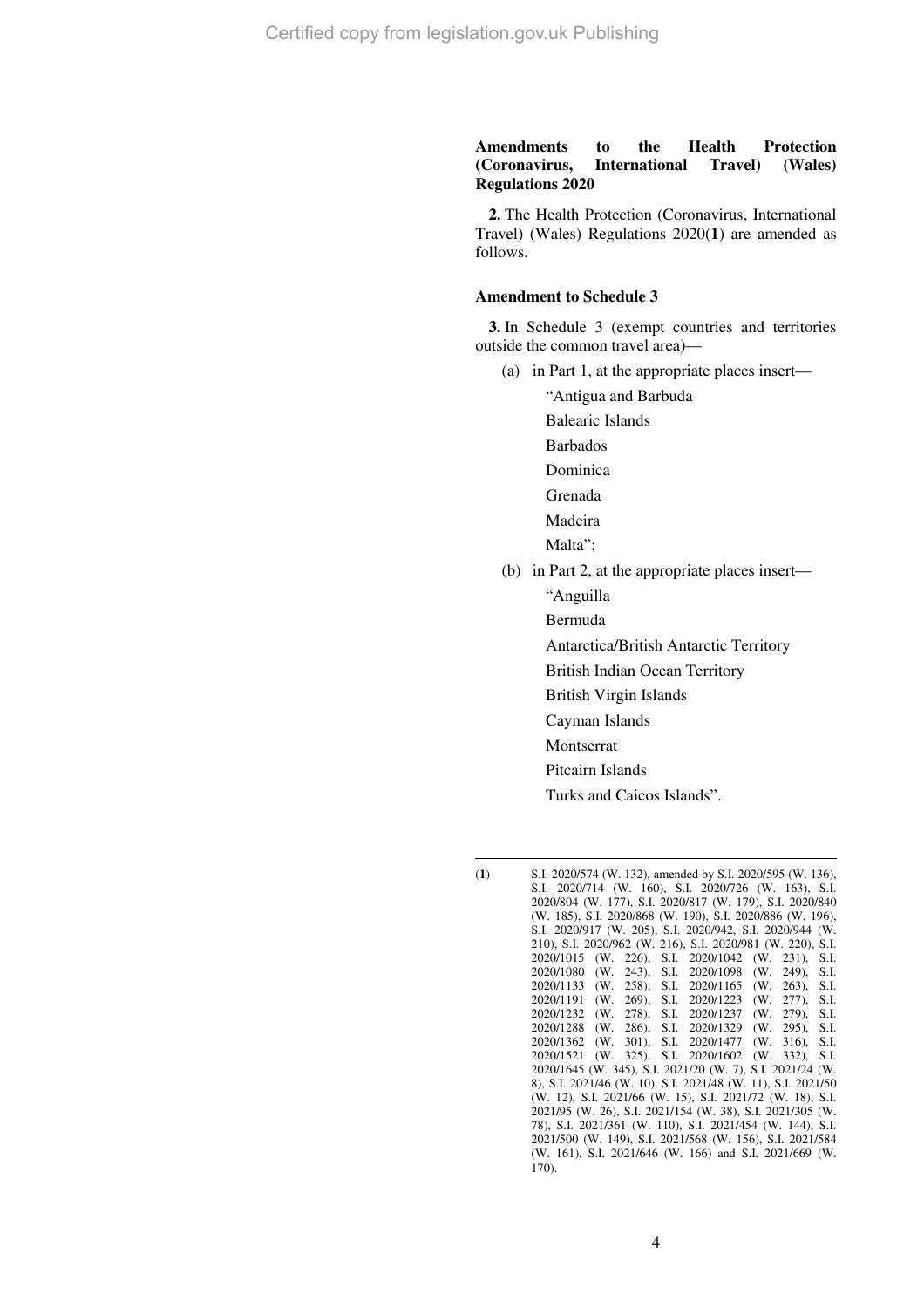### Amendments to the Health Protection (Coronavirus, International Travel) (Wales) Regulations 2020

**2.** The Health Protection (Coronavirus, International Travel) (Wales) Regulations 2020([1]) are amended as follows.

### Amendment to Schedule 3

**3.** In Schedule 3 (exempt countries and territories outside the common travel area)—

(a) in Part 1, at the appropriate places insert—

"Antigua and Barbuda

Balearic Islands

Barbados

Dominica

Grenada

Madeira

Malta";

(b) in Part 2, at the appropriate places insert—

"Anguilla

Bermuda

Antarctica/British Antarctic Territory

British Indian Ocean Territory

British Virgin Islands

Cayman Islands

Montserrat

Pitcairn Islands

Turks and Caicos Islands".

---

([1]) S.I. 2020/574 (W. 132), amended by S.I. 2020/595 (W. 136), S.I. 2020/714 (W. 160), S.I. 2020/726 (W. 163), S.I. 2020/804 (W. 177), S.I. 2020/817 (W. 179), S.I. 2020/840 (W. 185), S.I. 2020/868 (W. 190), S.I. 2020/886 (W. 196), S.I. 2020/917 (W. 205), S.I. 2020/942, S.I. 2020/944 (W. 210), S.I. 2020/962 (W. 216), S.I. 2020/981 (W. 220), S.I. 2020/1015 (W. 226), S.I. 2020/1042 (W. 231), S.I. 2020/1080 (W. 243), S.I. 2020/1098 (W. 249), S.I. 2020/1133 (W. 258), S.I. 2020/1165 (W. 263), S.I. 2020/1191 (W. 269), S.I. 2020/1223 (W. 277), S.I. 2020/1232 (W. 278), S.I. 2020/1237 (W. 279), S.I. 2020/1288 (W. 286), S.I. 2020/1329 (W. 295), S.I. 2020/1362 (W. 301), S.I. 2020/1477 (W. 316), S.I. 2020/1521 (W. 325), S.I. 2020/1602 (W. 332), S.I. 2020/1645 (W. 345), S.I. 2021/20 (W. 7), S.I. 2021/24 (W. 8), S.I. 2021/46 (W. 10), S.I. 2021/48 (W. 11), S.I. 2021/50 (W. 12), S.I. 2021/66 (W. 15), S.I. 2021/72 (W. 18), S.I. 2021/95 (W. 26), S.I. 2021/154 (W. 38), S.I. 2021/305 (W. 78), S.I. 2021/361 (W. 110), S.I. 2021/454 (W. 144), S.I. 2021/500 (W. 149), S.I. 2021/568 (W. 156), S.I. 2021/584 (W. 161), S.I. 2021/646 (W. 166) and S.I. 2021/669 (W. 170).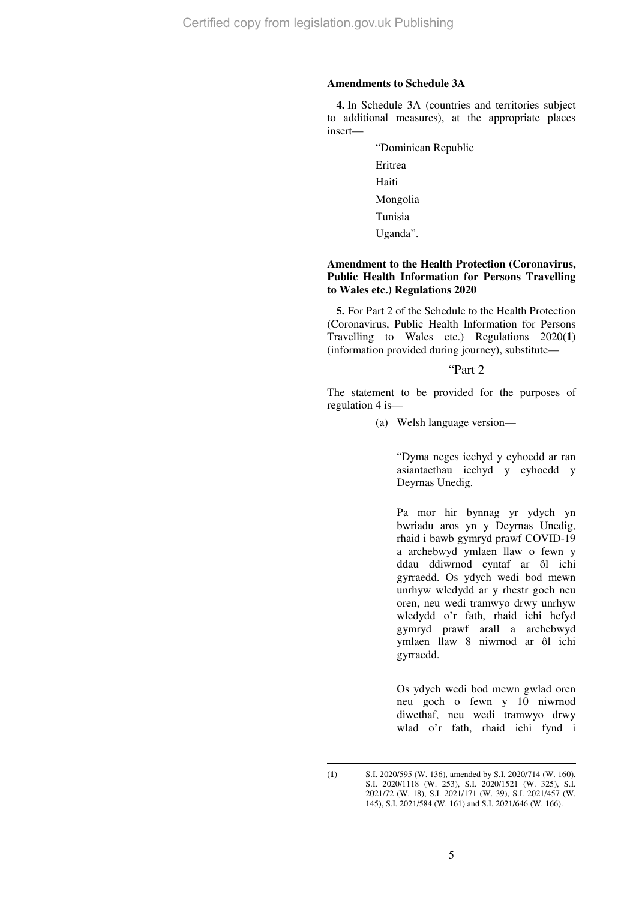**Amendments to Schedule 3A**

**4.** In Schedule 3A (countries and territories subject to additional measures), at the appropriate places insert—

"Dominican Republic

Eritrea

Haiti

Mongolia

Tunisia

Uganda".

**Amendment to the Health Protection (Coronavirus, Public Health Information for Persons Travelling to Wales etc.) Regulations 2020**

**5.** For Part 2 of the Schedule to the Health Protection (Coronavirus, Public Health Information for Persons Travelling to Wales etc.) Regulations 2020(**1**) (information provided during journey), substitute—

"Part 2

The statement to be provided for the purposes of regulation 4 is—

(a) Welsh language version—

"Dyma neges iechyd y cyhoedd ar ran asiantaethau iechyd y cyhoedd y Deyrnas Unedig.

Pa mor hir bynnag yr ydych yn bwriadu aros yn y Deyrnas Unedig, rhaid i bawb gymryd prawf COVID-19 a archebwyd ymlaen llaw o fewn y ddau ddiwrnod cyntaf ar ôl ichi gyrraedd. Os ydych wedi bod mewn unrhyw wledydd ar y rhestr goch neu oren, neu wedi tramwyo drwy unrhyw wledydd o'r fath, rhaid ichi hefyd gymryd prawf arall a archebwyd ymlaen llaw 8 niwrnod ar ôl ichi gyrraedd.

Os ydych wedi bod mewn gwlad oren neu goch o fewn y 10 niwrnod diwethaf, neu wedi tramwyo drwy wlad o'r fath, rhaid ichi fynd i

---

(**1**) S.I. 2020/595 (W. 136), amended by S.I. 2020/714 (W. 160), S.I. 2020/1118 (W. 253), S.I. 2020/1521 (W. 325), S.I. 2021/72 (W. 18), S.I. 2021/171 (W. 39), S.I. 2021/457 (W. 145), S.I. 2021/584 (W. 161) and S.I. 2021/646 (W. 166).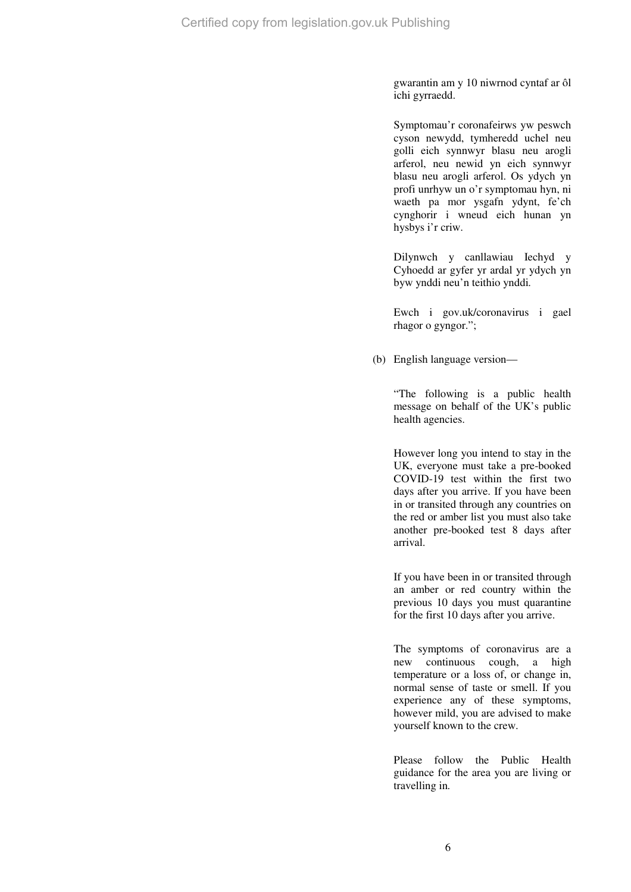gwarantin am y 10 niwrnod cyntaf ar ôl ichi gyrraedd.

Symptomau'r coronafeirws yw peswch cyson newydd, tymheredd uchel neu golli eich synnwyr blasu neu arogli arferol, neu newid yn eich synnwyr blasu neu arogli arferol. Os ydych yn profi unrhyw un o'r symptomau hyn, ni waeth pa mor ysgafn ydynt, fe'ch cynghorir i wneud eich hunan yn hysbys i'r criw.

Dilynwch y canllawiau Iechyd y Cyhoedd ar gyfer yr ardal yr ydych yn byw ynddi neu'n teithio ynddi.

Ewch i gov.uk/coronavirus i gael rhagor o gyngor.";

(b) English language version—

"The following is a public health message on behalf of the UK's public health agencies.

However long you intend to stay in the UK, everyone must take a pre-booked COVID-19 test within the first two days after you arrive. If you have been in or transited through any countries on the red or amber list you must also take another pre-booked test 8 days after arrival.

If you have been in or transited through an amber or red country within the previous 10 days you must quarantine for the first 10 days after you arrive.

The symptoms of coronavirus are a new continuous cough, a high temperature or a loss of, or change in, normal sense of taste or smell. If you experience any of these symptoms, however mild, you are advised to make yourself known to the crew.

Please follow the Public Health guidance for the area you are living or travelling in.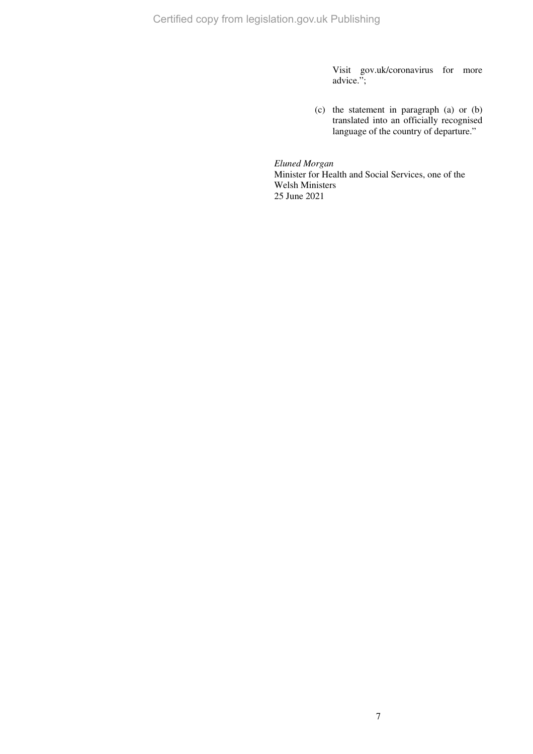Visit gov.uk/coronavirus for more advice.";

(c) the statement in paragraph (a) or (b) translated into an officially recognised language of the country of departure."

*Eluned Morgan*
Minister for Health and Social Services, one of the Welsh Ministers
25 June 2021